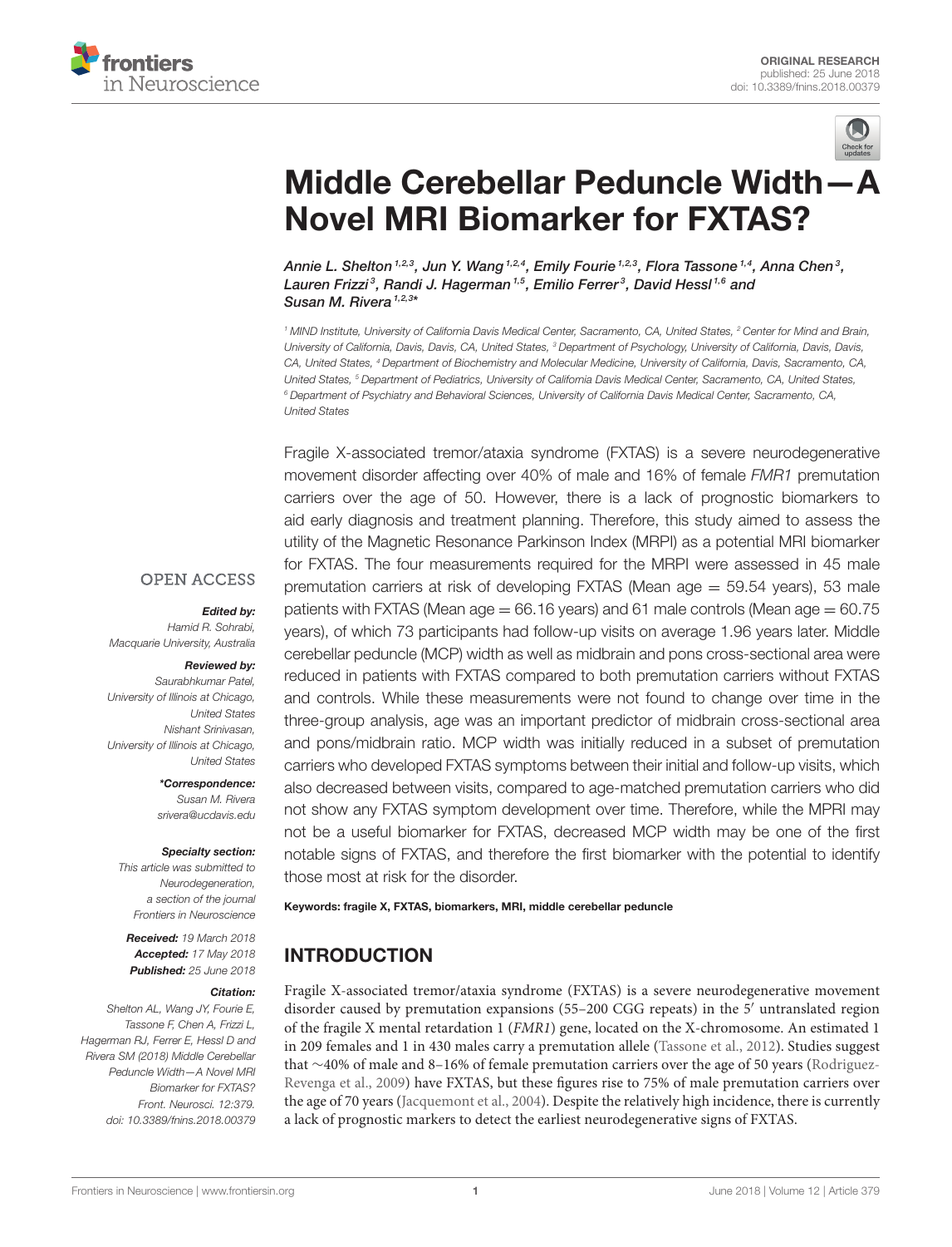ORIGINAL RESEARCH
published: 25 June 2018
doi: 10.3389/fnins.2018.00379

# Middle Cerebellar Peduncle Width—A Novel MRI Biomarker for FXTAS?

*Annie L. Shelton[1,2,3], Jun Y. Wang[1,2,4], Emily Fourie[1,2,3], Flora Tassone[1,4], Anna Chen[3], Lauren Frizzi[3], Randi J. Hagerman[1,5], Emilio Ferrer[3], David Hessl[1,6] and Susan M. Rivera[1,2,3]\**

[1] MIND Institute, University of California Davis Medical Center, Sacramento, CA, United States, [2] Center for Mind and Brain, University of California, Davis, Davis, CA, United States, [3] Department of Psychology, University of California, Davis, Davis, CA, United States, [4] Department of Biochemistry and Molecular Medicine, University of California, Davis, Sacramento, CA, United States, [5] Department of Pediatrics, University of California Davis Medical Center, Sacramento, CA, United States, [6] Department of Psychiatry and Behavioral Sciences, University of California Davis Medical Center, Sacramento, CA, United States

OPEN ACCESS

***Edited by:***
Hamid R. Sohrabi,
Macquarie University, Australia

***Reviewed by:***
Saurabhkumar Patel,
University of Illinois at Chicago, United States
Nishant Srinivasan,
University of Illinois at Chicago, United States

***\*Correspondence:***
Susan M. Rivera
srivera@ucdavis.edu

***Specialty section:***
This article was submitted to Neurodegeneration, a section of the journal Frontiers in Neuroscience

***Received:*** 19 March 2018
***Accepted:*** 17 May 2018
***Published:*** 25 June 2018

***Citation:***
Shelton AL, Wang JY, Fourie E, Tassone F, Chen A, Frizzi L, Hagerman RJ, Ferrer E, Hessl D and Rivera SM (2018) Middle Cerebellar Peduncle Width—A Novel MRI Biomarker for FXTAS? Front. Neurosci. 12:379. doi: 10.3389/fnins.2018.00379

Fragile X-associated tremor/ataxia syndrome (FXTAS) is a severe neurodegenerative movement disorder affecting over 40% of male and 16% of female *FMR1* premutation carriers over the age of 50. However, there is a lack of prognostic biomarkers to aid early diagnosis and treatment planning. Therefore, this study aimed to assess the utility of the Magnetic Resonance Parkinson Index (MRPI) as a potential MRI biomarker for FXTAS. The four measurements required for the MRPI were assessed in 45 male premutation carriers at risk of developing FXTAS (Mean age = 59.54 years), 53 male patients with FXTAS (Mean age = 66.16 years) and 61 male controls (Mean age = 60.75 years), of which 73 participants had follow-up visits on average 1.96 years later. Middle cerebellar peduncle (MCP) width as well as midbrain and pons cross-sectional area were reduced in patients with FXTAS compared to both premutation carriers without FXTAS and controls. While these measurements were not found to change over time in the three-group analysis, age was an important predictor of midbrain cross-sectional area and pons/midbrain ratio. MCP width was initially reduced in a subset of premutation carriers who developed FXTAS symptoms between their initial and follow-up visits, which also decreased between visits, compared to age-matched premutation carriers who did not show any FXTAS symptom development over time. Therefore, while the MPRI may not be a useful biomarker for FXTAS, decreased MCP width may be one of the first notable signs of FXTAS, and therefore the first biomarker with the potential to identify those most at risk for the disorder.

**Keywords: fragile X, FXTAS, biomarkers, MRI, middle cerebellar peduncle**

## INTRODUCTION

Fragile X-associated tremor/ataxia syndrome (FXTAS) is a severe neurodegenerative movement disorder caused by premutation expansions (55–200 CGG repeats) in the 5′ untranslated region of the fragile X mental retardation 1 (*FMR1*) gene, located on the X-chromosome. An estimated 1 in 209 females and 1 in 430 males carry a premutation allele (Tassone et al., 2012). Studies suggest that ∼40% of male and 8–16% of female premutation carriers over the age of 50 years (Rodriguez-Revenga et al., 2009) have FXTAS, but these figures rise to 75% of male premutation carriers over the age of 70 years (Jacquemont et al., 2004). Despite the relatively high incidence, there is currently a lack of prognostic markers to detect the earliest neurodegenerative signs of FXTAS.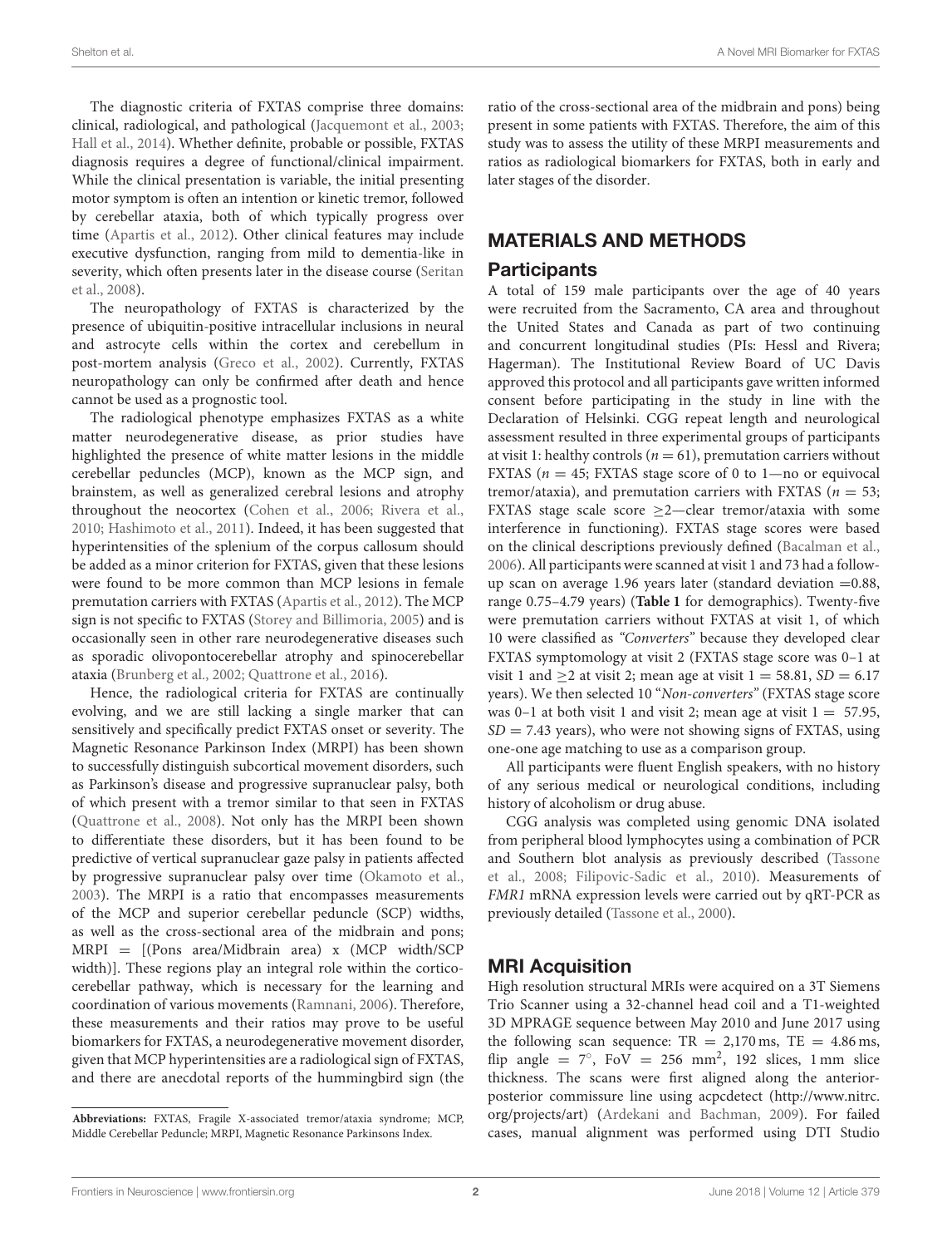The diagnostic criteria of FXTAS comprise three domains: clinical, radiological, and pathological (Jacquemont et al., 2003; Hall et al., 2014). Whether definite, probable or possible, FXTAS diagnosis requires a degree of functional/clinical impairment. While the clinical presentation is variable, the initial presenting motor symptom is often an intention or kinetic tremor, followed by cerebellar ataxia, both of which typically progress over time (Apartis et al., 2012). Other clinical features may include executive dysfunction, ranging from mild to dementia-like in severity, which often presents later in the disease course (Seritan et al., 2008).

The neuropathology of FXTAS is characterized by the presence of ubiquitin-positive intracellular inclusions in neural and astrocyte cells within the cortex and cerebellum in post-mortem analysis (Greco et al., 2002). Currently, FXTAS neuropathology can only be confirmed after death and hence cannot be used as a prognostic tool.

The radiological phenotype emphasizes FXTAS as a white matter neurodegenerative disease, as prior studies have highlighted the presence of white matter lesions in the middle cerebellar peduncles (MCP), known as the MCP sign, and brainstem, as well as generalized cerebral lesions and atrophy throughout the neocortex (Cohen et al., 2006; Rivera et al., 2010; Hashimoto et al., 2011). Indeed, it has been suggested that hyperintensities of the splenium of the corpus callosum should be added as a minor criterion for FXTAS, given that these lesions were found to be more common than MCP lesions in female premutation carriers with FXTAS (Apartis et al., 2012). The MCP sign is not specific to FXTAS (Storey and Billimoria, 2005) and is occasionally seen in other rare neurodegenerative diseases such as sporadic olivopontocerebellar atrophy and spinocerebellar ataxia (Brunberg et al., 2002; Quattrone et al., 2016).

Hence, the radiological criteria for FXTAS are continually evolving, and we are still lacking a single marker that can sensitively and specifically predict FXTAS onset or severity. The Magnetic Resonance Parkinson Index (MRPI) has been shown to successfully distinguish subcortical movement disorders, such as Parkinson's disease and progressive supranuclear palsy, both of which present with a tremor similar to that seen in FXTAS (Quattrone et al., 2008). Not only has the MRPI been shown to differentiate these disorders, but it has been found to be predictive of vertical supranuclear gaze palsy in patients affected by progressive supranuclear palsy over time (Okamoto et al., 2003). The MRPI is a ratio that encompasses measurements of the MCP and superior cerebellar peduncle (SCP) widths, as well as the cross-sectional area of the midbrain and pons; MRPI = [(Pons area/Midbrain area) x (MCP width/SCP width)]. These regions play an integral role within the cortico-cerebellar pathway, which is necessary for the learning and coordination of various movements (Ramnani, 2006). Therefore, these measurements and their ratios may prove to be useful biomarkers for FXTAS, a neurodegenerative movement disorder, given that MCP hyperintensities are a radiological sign of FXTAS, and there are anecdotal reports of the hummingbird sign (the ratio of the cross-sectional area of the midbrain and pons) being present in some patients with FXTAS. Therefore, the aim of this study was to assess the utility of these MRPI measurements and ratios as radiological biomarkers for FXTAS, both in early and later stages of the disorder.

**Abbreviations:** FXTAS, Fragile X-associated tremor/ataxia syndrome; MCP, Middle Cerebellar Peduncle; MRPI, Magnetic Resonance Parkinsons Index.

## MATERIALS AND METHODS

### Participants

A total of 159 male participants over the age of 40 years were recruited from the Sacramento, CA area and throughout the United States and Canada as part of two continuing and concurrent longitudinal studies (PIs: Hessl and Rivera; Hagerman). The Institutional Review Board of UC Davis approved this protocol and all participants gave written informed consent before participating in the study in line with the Declaration of Helsinki. CGG repeat length and neurological assessment resulted in three experimental groups of participants at visit 1: healthy controls ($n = 61$), premutation carriers without FXTAS ($n = 45$; FXTAS stage score of 0 to 1—no or equivocal tremor/ataxia), and premutation carriers with FXTAS ($n = 53$; FXTAS stage scale score $\geq$2—clear tremor/ataxia with some interference in functioning). FXTAS stage scores were based on the clinical descriptions previously defined (Bacalman et al., 2006). All participants were scanned at visit 1 and 73 had a follow-up scan on average 1.96 years later (standard deviation =0.88, range 0.75–4.79 years) (**Table 1** for demographics). Twenty-five were premutation carriers without FXTAS at visit 1, of which 10 were classified as *"Converters"* because they developed clear FXTAS symptomology at visit 2 (FXTAS stage score was 0–1 at visit 1 and $\geq$2 at visit 2; mean age at visit 1 = 58.81, $SD = 6.17$ years). We then selected 10 "*Non-converters*" (FXTAS stage score was 0–1 at both visit 1 and visit 2; mean age at visit 1 = 57.95, $SD = 7.43$ years), who were not showing signs of FXTAS, using one-one age matching to use as a comparison group.

All participants were fluent English speakers, with no history of any serious medical or neurological conditions, including history of alcoholism or drug abuse.

CGG analysis was completed using genomic DNA isolated from peripheral blood lymphocytes using a combination of PCR and Southern blot analysis as previously described (Tassone et al., 2008; Filipovic-Sadic et al., 2010). Measurements of *FMR1* mRNA expression levels were carried out by qRT-PCR as previously detailed (Tassone et al., 2000).

### MRI Acquisition

High resolution structural MRIs were acquired on a 3T Siemens Trio Scanner using a 32-channel head coil and a T1-weighted 3D MPRAGE sequence between May 2010 and June 2017 using the following scan sequence: TR = 2,170 ms, TE = 4.86 ms, flip angle = 7°, FoV = 256 mm$^2$, 192 slices, 1 mm slice thickness. The scans were first aligned along the anterior-posterior commissure line using acpcdetect (http://www.nitrc.org/projects/art) (Ardekani and Bachman, 2009). For failed cases, manual alignment was performed using DTI Studio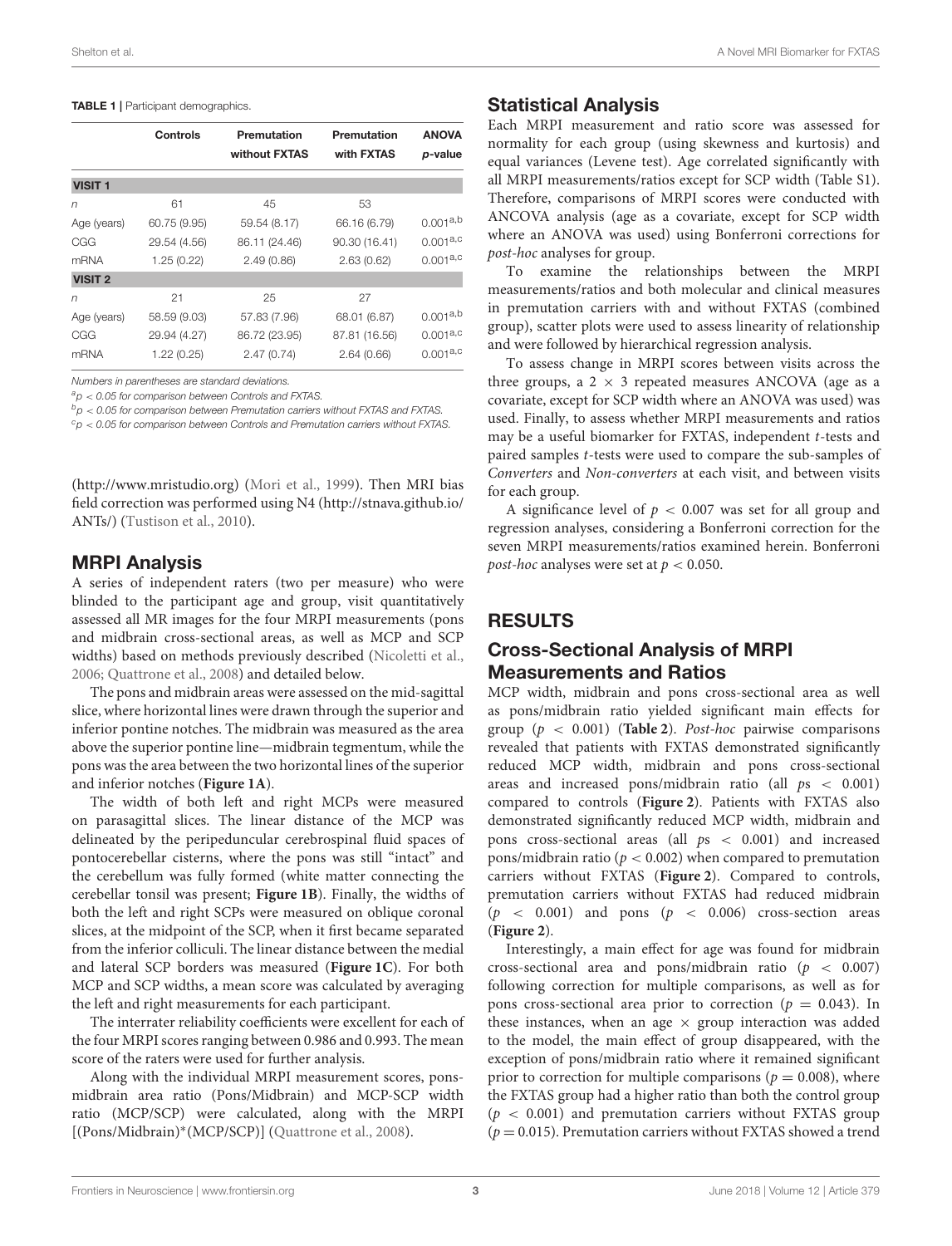**TABLE 1** | Participant demographics.

| | Controls | Premutation without FXTAS | Premutation with FXTAS | ANOVA *p*-value |
|---|---|---|---|---|
| **VISIT 1** | | | | |
| *n* | 61 | 45 | 53 | |
| Age (years) | 60.75 (9.95) | 59.54 (8.17) | 66.16 (6.79) | $0.001^{a,b}$ |
| CGG | 29.54 (4.56) | 86.11 (24.46) | 90.30 (16.41) | $0.001^{a,c}$ |
| mRNA | 1.25 (0.22) | 2.49 (0.86) | 2.63 (0.62) | $0.001^{a,c}$ |
| **VISIT 2** | | | | |
| *n* | 21 | 25 | 27 | |
| Age (years) | 58.59 (9.03) | 57.83 (7.96) | 68.01 (6.87) | $0.001^{a,b}$ |
| CGG | 29.94 (4.27) | 86.72 (23.95) | 87.81 (16.56) | $0.001^{a,c}$ |
| mRNA | 1.22 (0.25) | 2.47 (0.74) | 2.64 (0.66) | $0.001^{a,c}$ |

*Numbers in parentheses are standard deviations.*

[a] $p < 0.05$ *for comparison between Controls and FXTAS.*

[b] $p < 0.05$ *for comparison between Premutation carriers without FXTAS and FXTAS.*

[c] $p < 0.05$ *for comparison between Controls and Premutation carriers without FXTAS.*

(http://www.mristudio.org) (Mori et al., 1999). Then MRI bias field correction was performed using N4 (http://stnava.github.io/ANTs/) (Tustison et al., 2010).

## MRPI Analysis

A series of independent raters (two per measure) who were blinded to the participant age and group, visit quantitatively assessed all MR images for the four MRPI measurements (pons and midbrain cross-sectional areas, as well as MCP and SCP widths) based on methods previously described (Nicoletti et al., 2006; Quattrone et al., 2008) and detailed below.

The pons and midbrain areas were assessed on the mid-sagittal slice, where horizontal lines were drawn through the superior and inferior pontine notches. The midbrain was measured as the area above the superior pontine line—midbrain tegmentum, while the pons was the area between the two horizontal lines of the superior and inferior notches (**Figure 1A**).

The width of both left and right MCPs were measured on parasagittal slices. The linear distance of the MCP was delineated by the peripeduncular cerebrospinal fluid spaces of pontocerebellar cisterns, where the pons was still "intact" and the cerebellum was fully formed (white matter connecting the cerebellar tonsil was present; **Figure 1B**). Finally, the widths of both the left and right SCPs were measured on oblique coronal slices, at the midpoint of the SCP, when it first became separated from the inferior colliculi. The linear distance between the medial and lateral SCP borders was measured (**Figure 1C**). For both MCP and SCP widths, a mean score was calculated by averaging the left and right measurements for each participant.

The interrater reliability coefficients were excellent for each of the four MRPI scores ranging between 0.986 and 0.993. The mean score of the raters were used for further analysis.

Along with the individual MRPI measurement scores, pons-midbrain area ratio (Pons/Midbrain) and MCP-SCP width ratio (MCP/SCP) were calculated, along with the MRPI [(Pons/Midbrain)*(MCP/SCP)] (Quattrone et al., 2008).

## Statistical Analysis

Each MRPI measurement and ratio score was assessed for normality for each group (using skewness and kurtosis) and equal variances (Levene test). Age correlated significantly with all MRPI measurements/ratios except for SCP width (Table S1). Therefore, comparisons of MRPI scores were conducted with ANCOVA analysis (age as a covariate, except for SCP width where an ANOVA was used) using Bonferroni corrections for *post-hoc* analyses for group.

To examine the relationships between the MRPI measurements/ratios and both molecular and clinical measures in premutation carriers with and without FXTAS (combined group), scatter plots were used to assess linearity of relationship and were followed by hierarchical regression analysis.

To assess change in MRPI scores between visits across the three groups, a $2 \times 3$ repeated measures ANCOVA (age as a covariate, except for SCP width where an ANOVA was used) was used. Finally, to assess whether MRPI measurements and ratios may be a useful biomarker for FXTAS, independent *t*-tests and paired samples *t*-tests were used to compare the sub-samples of *Converters* and *Non-converters* at each visit, and between visits for each group.

A significance level of $p < 0.007$ was set for all group and regression analyses, considering a Bonferroni correction for the seven MRPI measurements/ratios examined herein. Bonferroni *post-hoc* analyses were set at $p < 0.050$.

# RESULTS

## Cross-Sectional Analysis of MRPI Measurements and Ratios

MCP width, midbrain and pons cross-sectional area as well as pons/midbrain ratio yielded significant main effects for group ($p < 0.001$) (**Table 2**). *Post-hoc* pairwise comparisons revealed that patients with FXTAS demonstrated significantly reduced MCP width, midbrain and pons cross-sectional areas and increased pons/midbrain ratio (all $ps < 0.001$) compared to controls (**Figure 2**). Patients with FXTAS also demonstrated significantly reduced MCP width, midbrain and pons cross-sectional areas (all $ps < 0.001$) and increased pons/midbrain ratio ($p < 0.002$) when compared to premutation carriers without FXTAS (**Figure 2**). Compared to controls, premutation carriers without FXTAS had reduced midbrain ($p < 0.001$) and pons ($p < 0.006$) cross-section areas (**Figure 2**).

Interestingly, a main effect for age was found for midbrain cross-sectional area and pons/midbrain ratio ($p < 0.007$) following correction for multiple comparisons, as well as for pons cross-sectional area prior to correction ($p = 0.043$). In these instances, when an age $\times$ group interaction was added to the model, the main effect of group disappeared, with the exception of pons/midbrain ratio where it remained significant prior to correction for multiple comparisons ($p = 0.008$), where the FXTAS group had a higher ratio than both the control group ($p < 0.001$) and premutation carriers without FXTAS group ($p = 0.015$). Premutation carriers without FXTAS showed a trend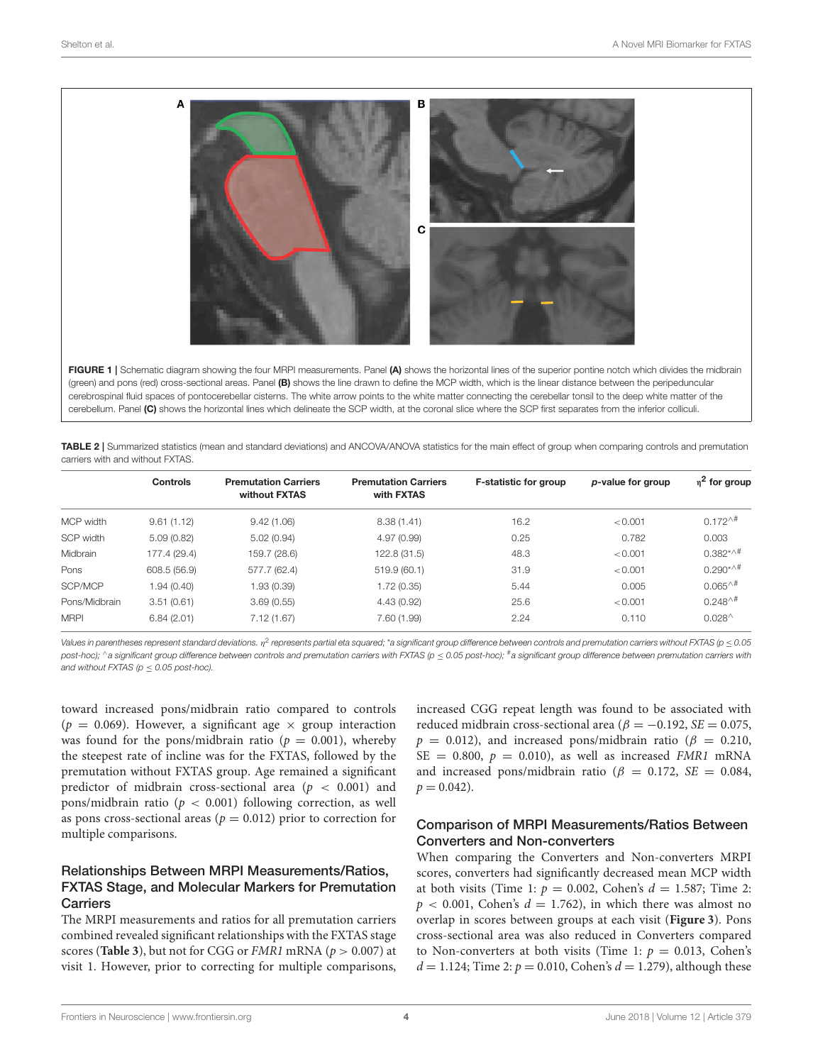**FIGURE 1 |** Schematic diagram showing the four MRPI measurements. Panel **(A)** shows the horizontal lines of the superior pontine notch which divides the midbrain (green) and pons (red) cross-sectional areas. Panel **(B)** shows the line drawn to define the MCP width, which is the linear distance between the peripeduncular cerebrospinal fluid spaces of pontocerebellar cisterns. The white arrow points to the white matter connecting the cerebellar tonsil to the deep white matter of the cerebellum. Panel **(C)** shows the horizontal lines which delineate the SCP width, at the coronal slice where the SCP first separates from the inferior colliculi.

**TABLE 2 |** Summarized statistics (mean and standard deviations) and ANCOVA/ANOVA statistics for the main effect of group when comparing controls and premutation carriers with and without FXTAS.

| | Controls | Premutation Carriers without FXTAS | Premutation Carriers with FXTAS | F-statistic for group | p-value for group | $\eta^2$ for group |
|---|---|---|---|---|---|---|
| MCP width | 9.61 (1.12) | 9.42 (1.06) | 8.38 (1.41) | 16.2 | <0.001 | 0.172^# |
| SCP width | 5.09 (0.82) | 5.02 (0.94) | 4.97 (0.99) | 0.25 | 0.782 | 0.003 |
| Midbrain | 177.4 (29.4) | 159.7 (28.6) | 122.8 (31.5) | 48.3 | <0.001 | 0.382*^# |
| Pons | 608.5 (56.9) | 577.7 (62.4) | 519.9 (60.1) | 31.9 | <0.001 | 0.290*^# |
| SCP/MCP | 1.94 (0.40) | 1.93 (0.39) | 1.72 (0.35) | 5.44 | 0.005 | 0.065^# |
| Pons/Midbrain | 3.51 (0.61) | 3.69 (0.55) | 4.43 (0.92) | 25.6 | <0.001 | 0.248^# |
| MRPI | 6.84 (2.01) | 7.12 (1.67) | 7.60 (1.99) | 2.24 | 0.110 | 0.028^ |

*Values in parentheses represent standard deviations. $\eta^2$ represents partial eta squared; *a significant group difference between controls and premutation carriers without FXTAS ($p \leq 0.05$ post-hoc); ^a significant group difference between controls and premutation carriers with FXTAS ($p \leq 0.05$ post-hoc); #a significant group difference between premutation carriers with and without FXTAS ($p \leq 0.05$ post-hoc).*

toward increased pons/midbrain ratio compared to controls ($p = 0.069$). However, a significant age × group interaction was found for the pons/midbrain ratio ($p = 0.001$), whereby the steepest rate of incline was for the FXTAS, followed by the premutation without FXTAS group. Age remained a significant predictor of midbrain cross-sectional area ($p < 0.001$) and pons/midbrain ratio ($p < 0.001$) following correction, as well as pons cross-sectional areas ($p = 0.012$) prior to correction for multiple comparisons.

## Relationships Between MRPI Measurements/Ratios, FXTAS Stage, and Molecular Markers for Premutation Carriers

The MRPI measurements and ratios for all premutation carriers combined revealed significant relationships with the FXTAS stage scores (**Table 3**), but not for CGG or *FMR1* mRNA ($p > 0.007$) at visit 1. However, prior to correcting for multiple comparisons, increased CGG repeat length was found to be associated with reduced midbrain cross-sectional area ($\beta = -0.192$, $SE = 0.075$, $p = 0.012$), and increased pons/midbrain ratio ($\beta = 0.210$, $SE = 0.800$, $p = 0.010$), as well as increased *FMR1* mRNA and increased pons/midbrain ratio ($\beta = 0.172$, $SE = 0.084$, $p = 0.042$).

## Comparison of MRPI Measurements/Ratios Between Converters and Non-converters

When comparing the Converters and Non-converters MRPI scores, converters had significantly decreased mean MCP width at both visits (Time 1: $p = 0.002$, Cohen's $d = 1.587$; Time 2: $p < 0.001$, Cohen's $d = 1.762$), in which there was almost no overlap in scores between groups at each visit (**Figure 3**). Pons cross-sectional area was also reduced in Converters compared to Non-converters at both visits (Time 1: $p = 0.013$, Cohen's $d = 1.124$; Time 2: $p = 0.010$, Cohen's $d = 1.279$), although these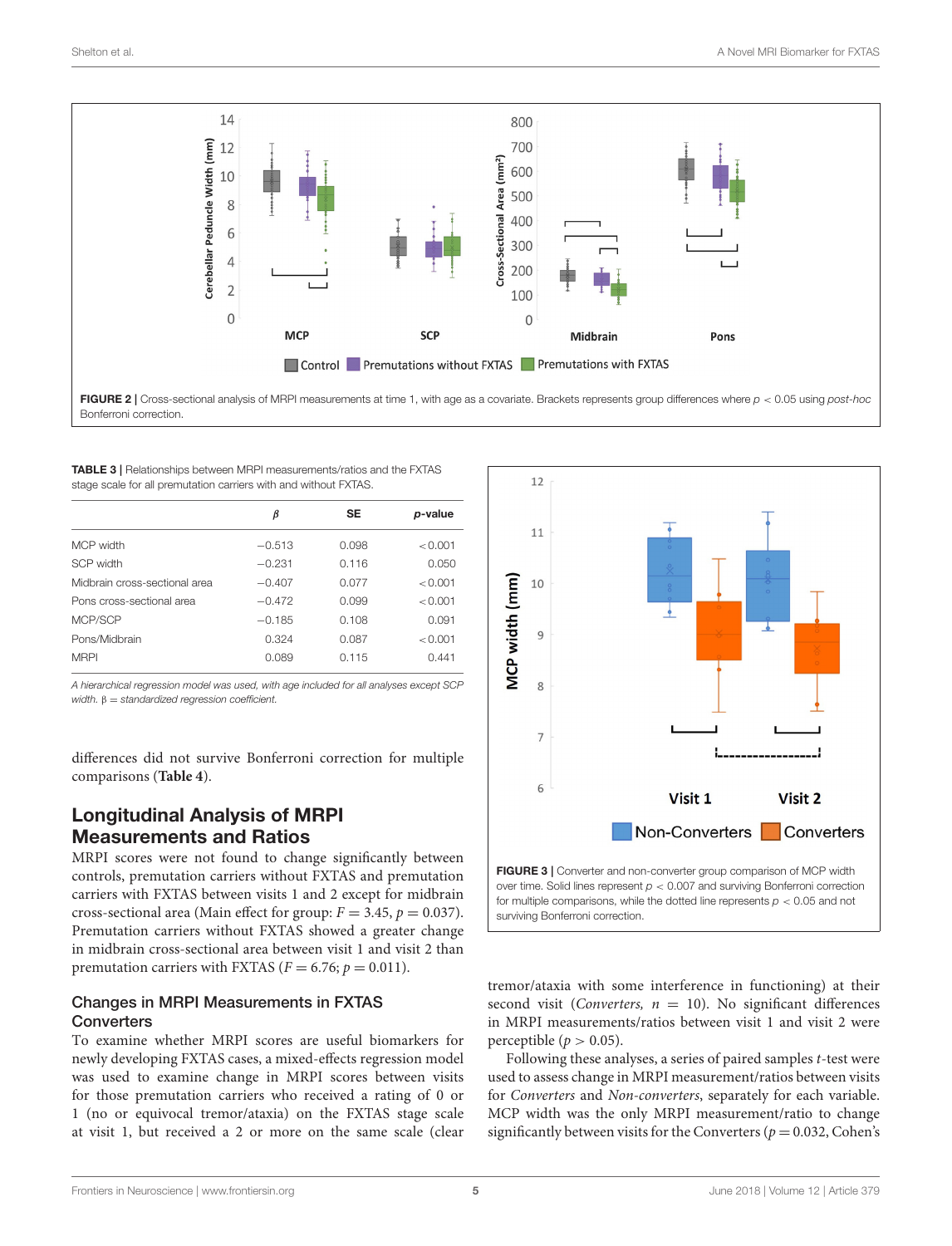FIGURE 2 | Cross-sectional analysis of MRPI measurements at time 1, with age as a covariate. Brackets represents group differences where $p < 0.05$ using *post-hoc* Bonferroni correction.

**TABLE 3 |** Relationships between MRPI measurements/ratios and the FXTAS stage scale for all premutation carriers with and without FXTAS.

| | β | SE | p-value |
|---|---|---|---|
| MCP width | −0.513 | 0.098 | <0.001 |
| SCP width | −0.231 | 0.116 | 0.050 |
| Midbrain cross-sectional area | −0.407 | 0.077 | <0.001 |
| Pons cross-sectional area | −0.472 | 0.099 | <0.001 |
| MCP/SCP | −0.185 | 0.108 | 0.091 |
| Pons/Midbrain | 0.324 | 0.087 | <0.001 |
| MRPI | 0.089 | 0.115 | 0.441 |

*A hierarchical regression model was used, with age included for all analyses except SCP width. β = standardized regression coefficient.*

differences did not survive Bonferroni correction for multiple comparisons (**Table 4**).

## Longitudinal Analysis of MRPI Measurements and Ratios

MRPI scores were not found to change significantly between controls, premutation carriers without FXTAS and premutation carriers with FXTAS between visits 1 and 2 except for midbrain cross-sectional area (Main effect for group: $F = 3.45$, $p = 0.037$). Premutation carriers without FXTAS showed a greater change in midbrain cross-sectional area between visit 1 and visit 2 than premutation carriers with FXTAS ($F = 6.76$; $p = 0.011$).

### Changes in MRPI Measurements in FXTAS Converters

To examine whether MRPI scores are useful biomarkers for newly developing FXTAS cases, a mixed-effects regression model was used to examine change in MRPI scores between visits for those premutation carriers who received a rating of 0 or 1 (no or equivocal tremor/ataxia) on the FXTAS stage scale at visit 1, but received a 2 or more on the same scale (clear

FIGURE 3 | Converter and non-converter group comparison of MCP width over time. Solid lines represent $p < 0.007$ and surviving Bonferroni correction for multiple comparisons, while the dotted line represents $p < 0.05$ and not surviving Bonferroni correction.

tremor/ataxia with some interference in functioning) at their second visit (*Converters*, $n = 10$). No significant differences in MRPI measurements/ratios between visit 1 and visit 2 were perceptible ($p > 0.05$).

Following these analyses, a series of paired samples *t*-test were used to assess change in MRPI measurement/ratios between visits for *Converters* and *Non-converters*, separately for each variable. MCP width was the only MRPI measurement/ratio to change significantly between visits for the Converters ($p = 0.032$, Cohen's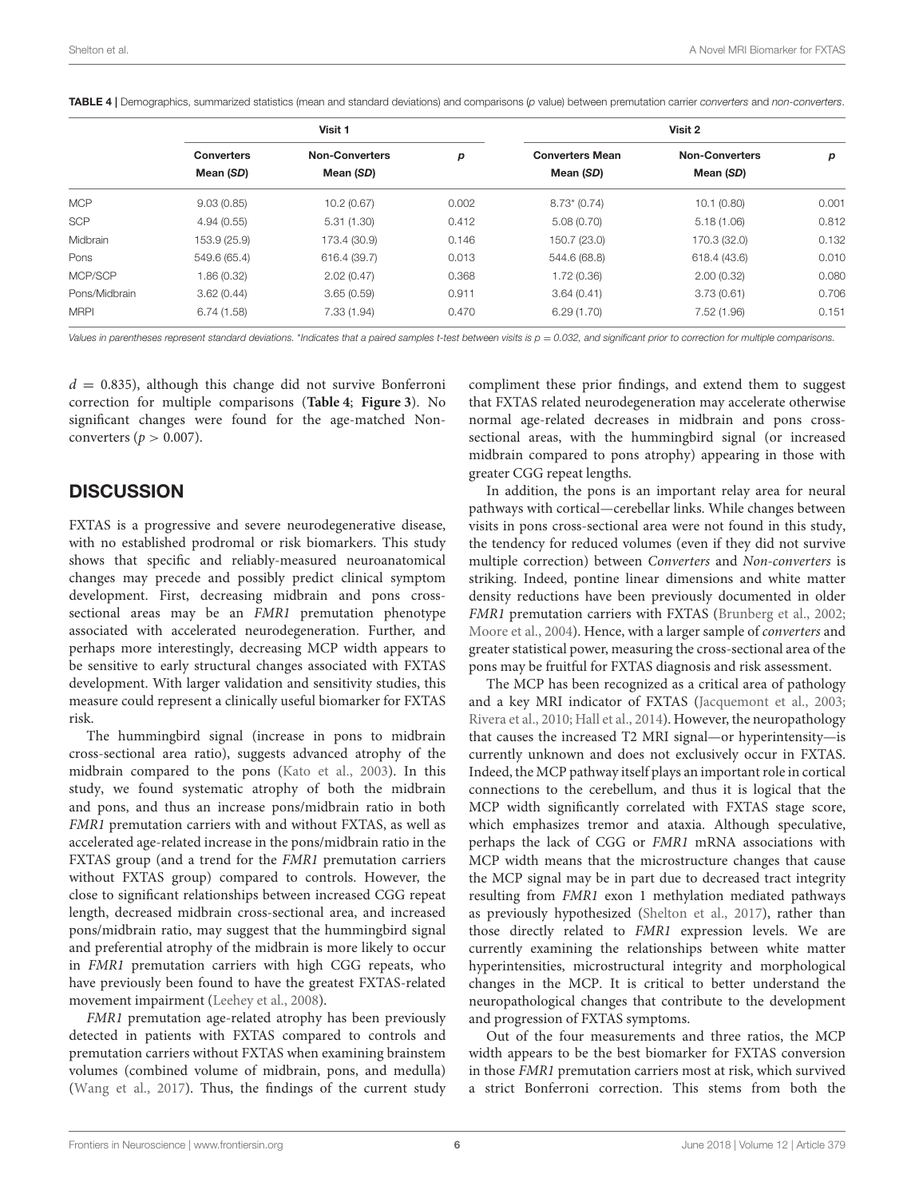**TABLE 4 |** Demographics, summarized statistics (mean and standard deviations) and comparisons (*p* value) between premutation carrier *converters* and *non-converters*.

| | Visit 1 | | | Visit 2 | | |
|---|---|---|---|---|---|---|
| | **Converters Mean (*SD*)** | **Non-Converters Mean (*SD*)** | ***p*** | **Converters Mean Mean (*SD*)** | **Non-Converters Mean (*SD*)** | ***p*** |
| MCP | 9.03 (0.85) | 10.2 (0.67) | 0.002 | 8.73* (0.74) | 10.1 (0.80) | 0.001 |
| SCP | 4.94 (0.55) | 5.31 (1.30) | 0.412 | 5.08 (0.70) | 5.18 (1.06) | 0.812 |
| Midbrain | 153.9 (25.9) | 173.4 (30.9) | 0.146 | 150.7 (23.0) | 170.3 (32.0) | 0.132 |
| Pons | 549.6 (65.4) | 616.4 (39.7) | 0.013 | 544.6 (68.8) | 618.4 (43.6) | 0.010 |
| MCP/SCP | 1.86 (0.32) | 2.02 (0.47) | 0.368 | 1.72 (0.36) | 2.00 (0.32) | 0.080 |
| Pons/Midbrain | 3.62 (0.44) | 3.65 (0.59) | 0.911 | 3.64 (0.41) | 3.73 (0.61) | 0.706 |
| MRPI | 6.74 (1.58) | 7.33 (1.94) | 0.470 | 6.29 (1.70) | 7.52 (1.96) | 0.151 |

*Values in parentheses represent standard deviations. *Indicates that a paired samples t-test between visits is $p = 0.032$, and significant prior to correction for multiple comparisons.*

$d = 0.835$), although this change did not survive Bonferroni correction for multiple comparisons (**Table 4**; **Figure 3**). No significant changes were found for the age-matched Non-converters ($p > 0.007$).

## DISCUSSION

FXTAS is a progressive and severe neurodegenerative disease, with no established prodromal or risk biomarkers. This study shows that specific and reliably-measured neuroanatomical changes may precede and possibly predict clinical symptom development. First, decreasing midbrain and pons cross-sectional areas may be an *FMR1* premutation phenotype associated with accelerated neurodegeneration. Further, and perhaps more interestingly, decreasing MCP width appears to be sensitive to early structural changes associated with FXTAS development. With larger validation and sensitivity studies, this measure could represent a clinically useful biomarker for FXTAS risk.

The hummingbird signal (increase in pons to midbrain cross-sectional area ratio), suggests advanced atrophy of the midbrain compared to the pons (Kato et al., 2003). In this study, we found systematic atrophy of both the midbrain and pons, and thus an increase pons/midbrain ratio in both *FMR1* premutation carriers with and without FXTAS, as well as accelerated age-related increase in the pons/midbrain ratio in the FXTAS group (and a trend for the *FMR1* premutation carriers without FXTAS group) compared to controls. However, the close to significant relationships between increased CGG repeat length, decreased midbrain cross-sectional area, and increased pons/midbrain ratio, may suggest that the hummingbird signal and preferential atrophy of the midbrain is more likely to occur in *FMR1* premutation carriers with high CGG repeats, who have previously been found to have the greatest FXTAS-related movement impairment (Leehey et al., 2008).

*FMR1* premutation age-related atrophy has been previously detected in patients with FXTAS compared to controls and premutation carriers without FXTAS when examining brainstem volumes (combined volume of midbrain, pons, and medulla) (Wang et al., 2017). Thus, the findings of the current study compliment these prior findings, and extend them to suggest that FXTAS related neurodegeneration may accelerate otherwise normal age-related decreases in midbrain and pons cross-sectional areas, with the hummingbird signal (or increased midbrain compared to pons atrophy) appearing in those with greater CGG repeat lengths.

In addition, the pons is an important relay area for neural pathways with cortical—cerebellar links. While changes between visits in pons cross-sectional area were not found in this study, the tendency for reduced volumes (even if they did not survive multiple correction) between *Converters* and *Non-converters* is striking. Indeed, pontine linear dimensions and white matter density reductions have been previously documented in older *FMR1* premutation carriers with FXTAS (Brunberg et al., 2002; Moore et al., 2004). Hence, with a larger sample of *converters* and greater statistical power, measuring the cross-sectional area of the pons may be fruitful for FXTAS diagnosis and risk assessment.

The MCP has been recognized as a critical area of pathology and a key MRI indicator of FXTAS (Jacquemont et al., 2003; Rivera et al., 2010; Hall et al., 2014). However, the neuropathology that causes the increased T2 MRI signal—or hyperintensity—is currently unknown and does not exclusively occur in FXTAS. Indeed, the MCP pathway itself plays an important role in cortical connections to the cerebellum, and thus it is logical that the MCP width significantly correlated with FXTAS stage score, which emphasizes tremor and ataxia. Although speculative, perhaps the lack of CGG or *FMR1* mRNA associations with MCP width means that the microstructure changes that cause the MCP signal may be in part due to decreased tract integrity resulting from *FMR1* exon 1 methylation mediated pathways as previously hypothesized (Shelton et al., 2017), rather than those directly related to *FMR1* expression levels. We are currently examining the relationships between white matter hyperintensities, microstructural integrity and morphological changes in the MCP. It is critical to better understand the neuropathological changes that contribute to the development and progression of FXTAS symptoms.

Out of the four measurements and three ratios, the MCP width appears to be the best biomarker for FXTAS conversion in those *FMR1* premutation carriers most at risk, which survived a strict Bonferroni correction. This stems from both the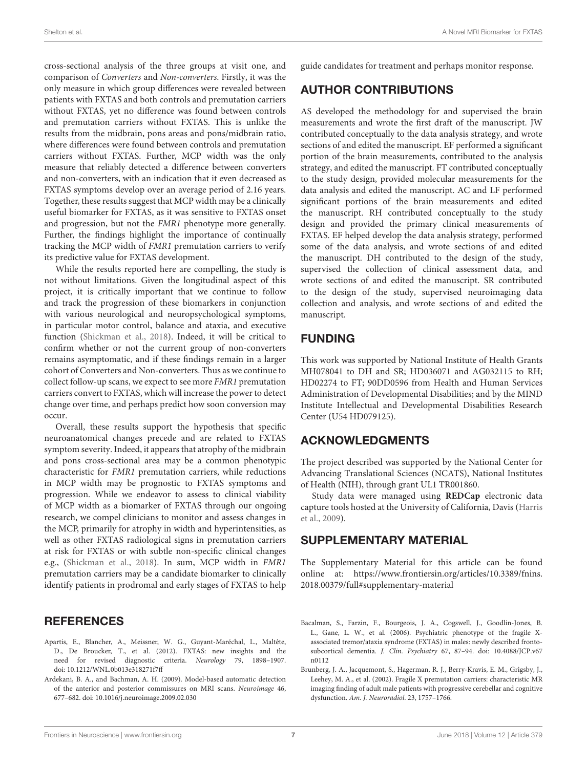cross-sectional analysis of the three groups at visit one, and comparison of *Converters* and *Non-converters*. Firstly, it was the only measure in which group differences were revealed between patients with FXTAS and both controls and premutation carriers without FXTAS, yet no difference was found between controls and premutation carriers without FXTAS. This is unlike the results from the midbrain, pons areas and pons/midbrain ratio, where differences were found between controls and premutation carriers without FXTAS. Further, MCP width was the only measure that reliably detected a difference between converters and non-converters, with an indication that it even decreased as FXTAS symptoms develop over an average period of 2.16 years. Together, these results suggest that MCP width may be a clinically useful biomarker for FXTAS, as it was sensitive to FXTAS onset and progression, but not the *FMR1* phenotype more generally. Further, the findings highlight the importance of continually tracking the MCP width of *FMR1* premutation carriers to verify its predictive value for FXTAS development.

While the results reported here are compelling, the study is not without limitations. Given the longitudinal aspect of this project, it is critically important that we continue to follow and track the progression of these biomarkers in conjunction with various neurological and neuropsychological symptoms, in particular motor control, balance and ataxia, and executive function (Shickman et al., 2018). Indeed, it will be critical to confirm whether or not the current group of non-converters remains asymptomatic, and if these findings remain in a larger cohort of Converters and Non-converters. Thus as we continue to collect follow-up scans, we expect to see more *FMR1* premutation carriers convert to FXTAS, which will increase the power to detect change over time, and perhaps predict how soon conversion may occur.

Overall, these results support the hypothesis that specific neuroanatomical changes precede and are related to FXTAS symptom severity. Indeed, it appears that atrophy of the midbrain and pons cross-sectional area may be a common phenotypic characteristic for *FMR1* premutation carriers, while reductions in MCP width may be prognostic to FXTAS symptoms and progression. While we endeavor to assess to clinical viability of MCP width as a biomarker of FXTAS through our ongoing research, we compel clinicians to monitor and assess changes in the MCP, primarily for atrophy in width and hyperintensities, as well as other FXTAS radiological signs in premutation carriers at risk for FXTAS or with subtle non-specific clinical changes e.g., (Shickman et al., 2018). In sum, MCP width in *FMR1* premutation carriers may be a candidate biomarker to clinically identify patients in prodromal and early stages of FXTAS to help guide candidates for treatment and perhaps monitor response.

## AUTHOR CONTRIBUTIONS

AS developed the methodology for and supervised the brain measurements and wrote the first draft of the manuscript. JW contributed conceptually to the data analysis strategy, and wrote sections of and edited the manuscript. EF performed a significant portion of the brain measurements, contributed to the analysis strategy, and edited the manuscript. FT contributed conceptually to the study design, provided molecular measurements for the data analysis and edited the manuscript. AC and LF performed significant portions of the brain measurements and edited the manuscript. RH contributed conceptually to the study design and provided the primary clinical measurements of FXTAS. EF helped develop the data analysis strategy, performed some of the data analysis, and wrote sections of and edited the manuscript. DH contributed to the design of the study, supervised the collection of clinical assessment data, and wrote sections of and edited the manuscript. SR contributed to the design of the study, supervised neuroimaging data collection and analysis, and wrote sections of and edited the manuscript.

## FUNDING

This work was supported by National Institute of Health Grants MH078041 to DH and SR; HD036071 and AG032115 to RH; HD02274 to FT; 90DD0596 from Health and Human Services Administration of Developmental Disabilities; and by the MIND Institute Intellectual and Developmental Disabilities Research Center (U54 HD079125).

## ACKNOWLEDGMENTS

The project described was supported by the National Center for Advancing Translational Sciences (NCATS), National Institutes of Health (NIH), through grant UL1 TR001860.

Study data were managed using **REDCap** electronic data capture tools hosted at the University of California, Davis (Harris et al., 2009).

## SUPPLEMENTARY MATERIAL

The Supplementary Material for this article can be found online at: https://www.frontiersin.org/articles/10.3389/fnins.2018.00379/full#supplementary-material

## REFERENCES

Apartis, E., Blancher, A., Meissner, W. G., Guyant-Maréchal, L., Maltête, D., De Broucker, T., et al. (2012). FXTAS: new insights and the need for revised diagnostic criteria. *Neurology* 79, 1898–1907. doi: 10.1212/WNL.0b013e318271f7ff

Ardekani, B. A., and Bachman, A. H. (2009). Model-based automatic detection of the anterior and posterior commissures on MRI scans. *Neuroimage* 46, 677–682. doi: 10.1016/j.neuroimage.2009.02.030

Bacalman, S., Farzin, F., Bourgeois, J. A., Cogswell, J., Goodlin-Jones, B. L., Gane, L. W., et al. (2006). Psychiatric phenotype of the fragile X-associated tremor/ataxia syndrome (FXTAS) in males: newly described fronto-subcortical dementia. *J. Clin. Psychiatry* 67, 87–94. doi: 10.4088/JCP.v67n0112

Brunberg, J. A., Jacquemont, S., Hagerman, R. J., Berry-Kravis, E. M., Grigsby, J., Leehey, M. A., et al. (2002). Fragile X premutation carriers: characteristic MR imaging finding of adult male patients with progressive cerebellar and cognitive dysfunction. *Am. J. Neuroradiol.* 23, 1757–1766.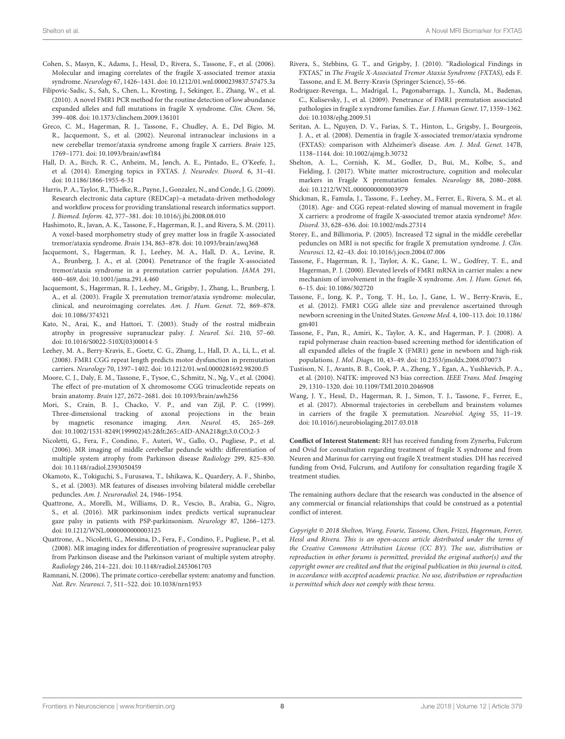Cohen, S., Masyn, K., Adams, J., Hessl, D., Rivera, S., Tassone, F., et al. (2006). Molecular and imaging correlates of the fragile X-associated tremor ataxia syndrome. *Neurology* 67, 1426–1431. doi: 10.1212/01.wnl.0000239837.57475.3a

Filipovic-Sadic, S., Sah, S., Chen, L., Krosting, J., Sekinger, E., Zhang, W., et al. (2010). A novel FMR1 PCR method for the routine detection of low abundance expanded alleles and full mutations in fragile X syndrome. *Clin. Chem*. 56, 399–408. doi: 10.1373/clinchem.2009.136101

Greco, C. M., Hagerman, R. J., Tassone, F., Chudley, A. E., Del Bigio, M. R., Jacquemont, S., et al. (2002). Neuronal intranuclear inclusions in a new cerebellar tremor/ataxia syndrome among fragile X carriers. *Brain* 125, 1769–1771. doi: 10.1093/brain/awf184

Hall, D. A., Birch, R. C., Anheim, M., Jønch, A. E., Pintado, E., O'Keefe, J., et al. (2014). Emerging topics in FXTAS. *J. Neurodev. Disord.* 6, 31–41. doi: 10.1186/1866-1955-6-31

Harris, P. A., Taylor, R., Thielke, R., Payne, J., Gonzalez, N., and Conde, J. G. (2009). Research electronic data capture (REDCap)–a metadata-driven methodology and workflow process for providing translational research informatics support. *J. Biomed. Inform.* 42, 377–381. doi: 10.1016/j.jbi.2008.08.010

Hashimoto, R., Javan, A. K., Tassone, F., Hagerman, R. J., and Rivera, S. M. (2011). A voxel-based morphometry study of grey matter loss in fragile X-associated tremor/ataxia syndrome. *Brain* 134, 863–878. doi: 10.1093/brain/awq368

Jacquemont, S., Hagerman, R. J., Leehey, M. A., Hall, D. A., Levine, R. A., Brunberg, J. A., et al. (2004). Penetrance of the fragile X-associated tremor/ataxia syndrome in a premutation carrier population. *JAMA* 291, 460–469. doi: 10.1001/jama.291.4.460

Jacquemont, S., Hagerman, R. J., Leehey, M., Grigsby, J., Zhang, L., Brunberg, J. A., et al. (2003). Fragile X premutation tremor/ataxia syndrome: molecular, clinical, and neuroimaging correlates. *Am. J. Hum. Genet.* 72, 869–878. doi: 10.1086/374321

Kato, N., Arai, K., and Hattori, T. (2003). Study of the rostral midbrain atrophy in progressive supranuclear palsy. *J. Neurol. Sci.* 210, 57–60. doi: 10.1016/S0022-510X(03)00014-5

Leehey, M. A., Berry-Kravis, E., Goetz, C. G., Zhang, L., Hall, D. A., Li, L., et al. (2008). FMR1 CGG repeat length predicts motor dysfunction in premutation carriers. *Neurology* 70, 1397–1402. doi: 10.1212/01.wnl.0000281692.98200.f5

Moore, C. J., Daly, E. M., Tassone, F., Tysoe, C., Schmitz, N., Ng, V., et al. (2004). The effect of pre-mutation of X chromosome CGG trinucleotide repeats on brain anatomy. *Brain* 127, 2672–2681. doi: 10.1093/brain/awh256

Mori, S., Crain, B. J., Chacko, V. P., and van Zijl, P. C. (1999). Three-dimensional tracking of axonal projections in the brain by magnetic resonance imaging. *Ann. Neurol.* 45, 265–269. doi: 10.1002/1531-8249(199902)45:2&lt;265::AID-ANA21&gt;3.0.CO;2-3

Nicoletti, G., Fera, F., Condino, F., Auteri, W., Gallo, O., Pugliese, P., et al. (2006). MR imaging of middle cerebellar peduncle width: differentiation of multiple system atrophy from Parkinson disease *Radiology* 299, 825–830. doi: 10.1148/radiol.2393050459

Okamoto, K., Tokiguchi, S., Furusawa, T., Ishikawa, K., Quardery, A. F., Shinbo, S., et al. (2003). MR features of diseases involving bilateral middle cerebellar peduncles. *Am. J. Neuroradiol.* 24, 1946–1954.

Quattrone, A., Morelli, M., Williams, D. R., Vescio, B., Arabia, G., Nigro, S., et al. (2016). MR parkinsonism index predicts vertical supranuclear gaze palsy in patients with PSP-parkinsonism. *Neurology* 87, 1266–1273. doi: 10.1212/WNL.0000000000003125

Quattrone, A., Nicoletti, G., Messina, D., Fera, F., Condino, F., Pugliese, P., et al. (2008). MR imaging index for differentiation of progressive supranuclear palsy from Parkinson disease and the Parkinson variant of multiple system atrophy. *Radiology* 246, 214–221. doi: 10.1148/radiol.2453061703

Ramnani, N. (2006). The primate cortico-cerebellar system: anatomy and function. *Nat. Rev. Neurosci.* 7, 511–522. doi: 10.1038/nrn1953

Rivera, S., Stebbins, G. T., and Grigsby, J. (2010). "Radiological Findings in FXTAS," in *The Fragile X-Associated Tremor Ataxia Syndrome (FXTAS)*, eds F. Tassone, and E. M. Berry-Kravis (Springer Science), 55–66.

Rodriguez-Revenga, L., Madrigal, I., Pagonabarraga, J., Xunclà, M., Badenas, C., Kulisevsky, J., et al. (2009). Penetrance of FMR1 premutation associated pathologies in fragile x syndrome families. *Eur. J. Human Genet*. 17, 1359–1362. doi: 10.1038/ejhg.2009.51

Seritan, A. L., Nguyen, D. V., Farias, S. T., Hinton, L., Grigsby, J., Bourgeois, J. A., et al. (2008). Dementia in fragile X-associated tremor/ataxia syndrome (FXTAS): comparison with Alzheimer's disease. *Am. J. Med. Genet.* 147B, 1138–1144. doi: 10.1002/ajmg.b.30732

Shelton, A. L., Cornish, K. M., Godler, D., Bui, M., Kolbe, S., and Fielding, J. (2017). White matter microstructure, cognition and molecular markers in Fragile X premutation females. *Neurology* 88, 2080–2088. doi: 10.1212/WNL.0000000000003979

Shickman, R., Famula, J., Tassone, F., Leehey, M., Ferrer, E., Rivera, S. M., et al. (2018). Age- and CGG repeat-related slowing of manual movement in fragile X carriers: a prodrome of fragile X-associated tremor ataxia syndrome? *Mov. Disord.* 33, 628–636. doi: 10.1002/mds.27314

Storey, E., and Billimoria, P. (2005). Increased T2 signal in the middle cerebellar peduncles on MRI is not specific for fragile X premutation syndrome. *J. Clin. Neurosci*. 12, 42–43. doi: 10.1016/j.jocn.2004.07.006

Tassone, F., Hagerman, R. J., Taylor, A. K., Gane, L. W., Godfrey, T. E., and Hagerman, P. J. (2000). Elevated levels of FMR1 mRNA in carrier males: a new mechanism of involvement in the fragile-X syndrome. *Am. J. Hum. Genet.* 66, 6–15. doi: 10.1086/302720

Tassone, F., Iong, K. P., Tong, T. H., Lo, J., Gane, L. W., Berry-Kravis, E., et al. (2012). FMR1 CGG allele size and prevalence ascertained through newborn screening in the United States. *Genome Med.* 4, 100–113. doi: 10.1186/gm401

Tassone, F., Pan, R., Amiri, K., Taylor, A. K., and Hagerman, P. J. (2008). A rapid polymerase chain reaction-based screening method for identification of all expanded alleles of the fragile X (FMR1) gene in newborn and high-risk populations. *J. Mol. Diagn.* 10, 43–49. doi: 10.2353/jmoldx.2008.070073

Tustison, N. J., Avants, B. B., Cook, P. A., Zheng, Y., Egan, A., Yushkevich, P. A., et al. (2010). N4ITK: improved N3 bias correction. *IEEE Trans. Med. Imaging* 29, 1310–1320. doi: 10.1109/TMI.2010.2046908

Wang, J. Y., Hessl, D., Hagerman, R. J., Simon, T. J., Tassone, F., Ferrer, E., et al. (2017). Abnormal trajectories in cerebellum and brainstem volumes in carriers of the fragile X premutation. *Neurobiol. Aging* 55, 11–19. doi: 10.1016/j.neurobiolaging.2017.03.018

**Conflict of Interest Statement:** RH has received funding from Zynerba, Fulcrum and Ovid for consultation regarding treatment of fragile X syndrome and from Neuren and Marinus for carrying out fragile X treatment studies. DH has received funding from Ovid, Fulcrum, and Autifony for consultation regarding fragile X treatment studies.

The remaining authors declare that the research was conducted in the absence of any commercial or financial relationships that could be construed as a potential conflict of interest.

*Copyright © 2018 Shelton, Wang, Fourie, Tassone, Chen, Frizzi, Hagerman, Ferrer, Hessl and Rivera. This is an open-access article distributed under the terms of the Creative Commons Attribution License (CC BY). The use, distribution or reproduction in other forums is permitted, provided the original author(s) and the copyright owner are credited and that the original publication in this journal is cited, in accordance with accepted academic practice. No use, distribution or reproduction is permitted which does not comply with these terms.*